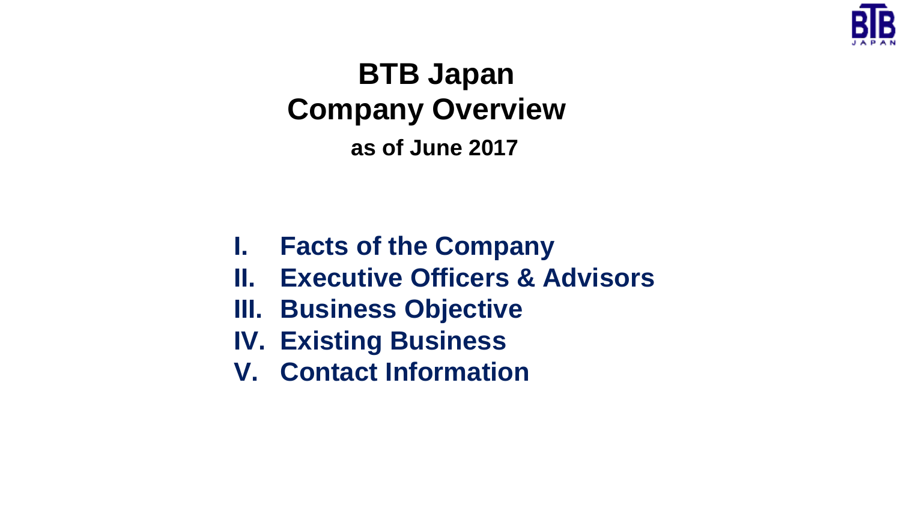# BTB Japan
# Company Overview

**as of June 2017**

I. **Facts of the Company**
II. **Executive Officers & Advisors**
III. **Business Objective**
IV. **Existing Business**
V. **Contact Information**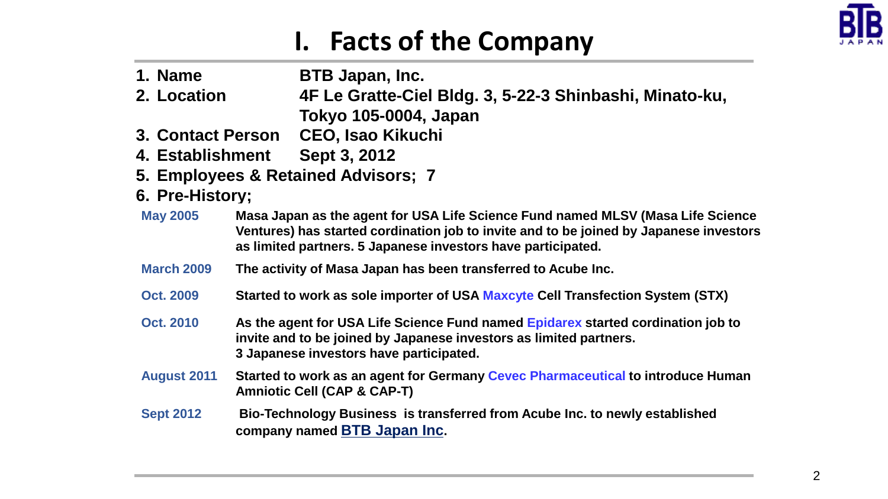# I. Facts of the Company

1. **Name** **BTB Japan, Inc.**
2. **Location** **4F Le Gratte-Ciel Bldg. 3, 5-22-3 Shinbashi, Minato-ku, Tokyo 105-0004, Japan**
3. **Contact Person** **CEO, Isao Kikuchi**
4. **Establishment** **Sept 3, 2012**
5. **Employees & Retained Advisors; 7**
6. **Pre-History;**

| | |
|---|---|
| **May 2005** | **Masa Japan as the agent for USA Life Science Fund named MLSV (Masa Life Science Ventures) has started cordination job to invite and to be joined by Japanese investors as limited partners. 5 Japanese investors have participated.** |
| **March 2009** | **The activity of Masa Japan has been transferred to Acube Inc.** |
| **Oct. 2009** | **Started to work as sole importer of USA Maxcyte Cell Transfection System (STX)** |
| **Oct. 2010** | **As the agent for USA Life Science Fund named Epidarex started cordination job to invite and to be joined by Japanese investors as limited partners. 3 Japanese investors have participated.** |
| **August 2011** | **Started to work as an agent for Germany Cevec Pharmaceutical to introduce Human Amniotic Cell (CAP & CAP-T)** |
| **Sept 2012** | **Bio-Technology Business is transferred from Acube Inc. to newly established company named BTB Japan Inc.** |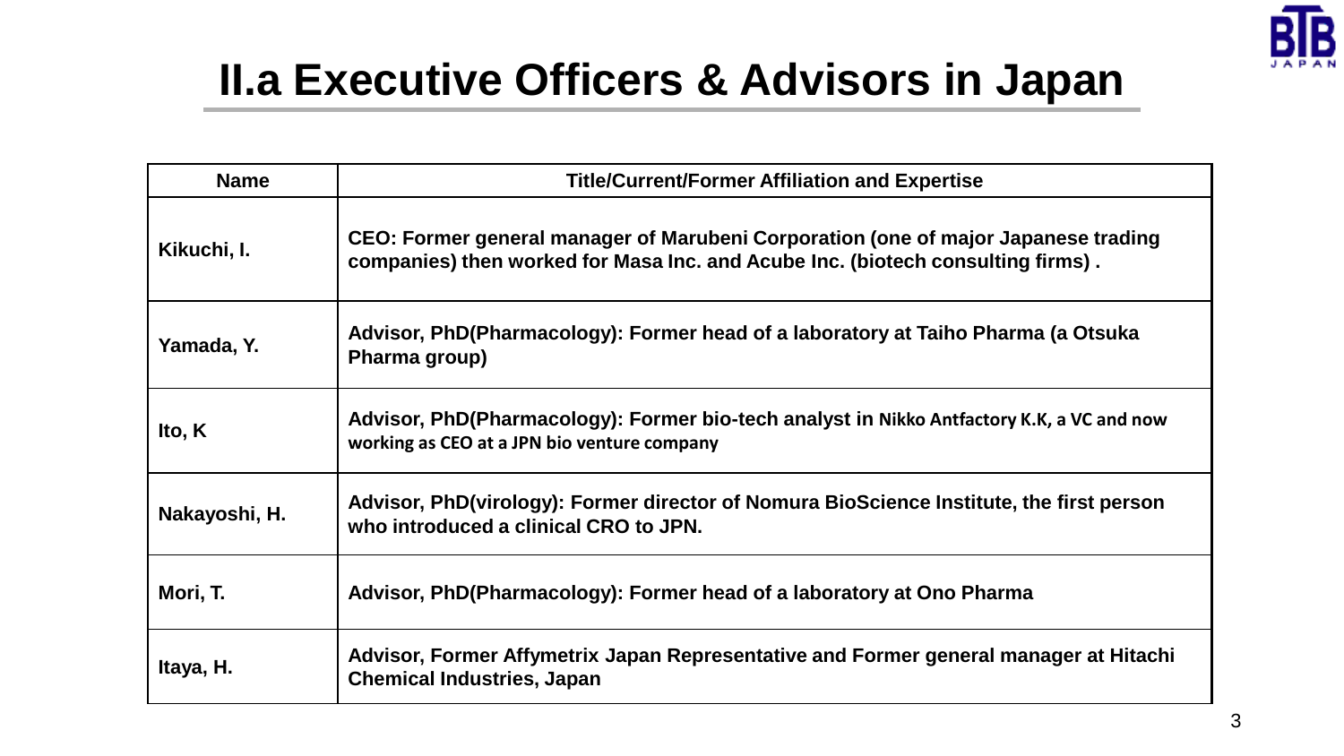# II.a Executive Officers & Advisors in Japan

| Name | Title/Current/Former Affiliation and Expertise |
|---|---|
| Kikuchi, I. | CEO: Former general manager of Marubeni Corporation (one of major Japanese trading companies) then worked for Masa Inc. and Acube Inc. (biotech consulting firms) . |
| Yamada, Y. | Advisor, PhD(Pharmacology): Former head of a laboratory at Taiho Pharma (a Otsuka Pharma group) |
| Ito, K | Advisor, PhD(Pharmacology): Former bio-tech analyst in Nikko Antfactory K.K, a VC and now working as CEO at a JPN bio venture company |
| Nakayoshi, H. | Advisor, PhD(virology): Former director of Nomura BioScience Institute, the first person who introduced a clinical CRO to JPN. |
| Mori, T. | Advisor, PhD(Pharmacology): Former head of a laboratory at Ono Pharma |
| Itaya, H. | Advisor, Former Affymetrix Japan Representative and Former general manager at Hitachi Chemical Industries, Japan |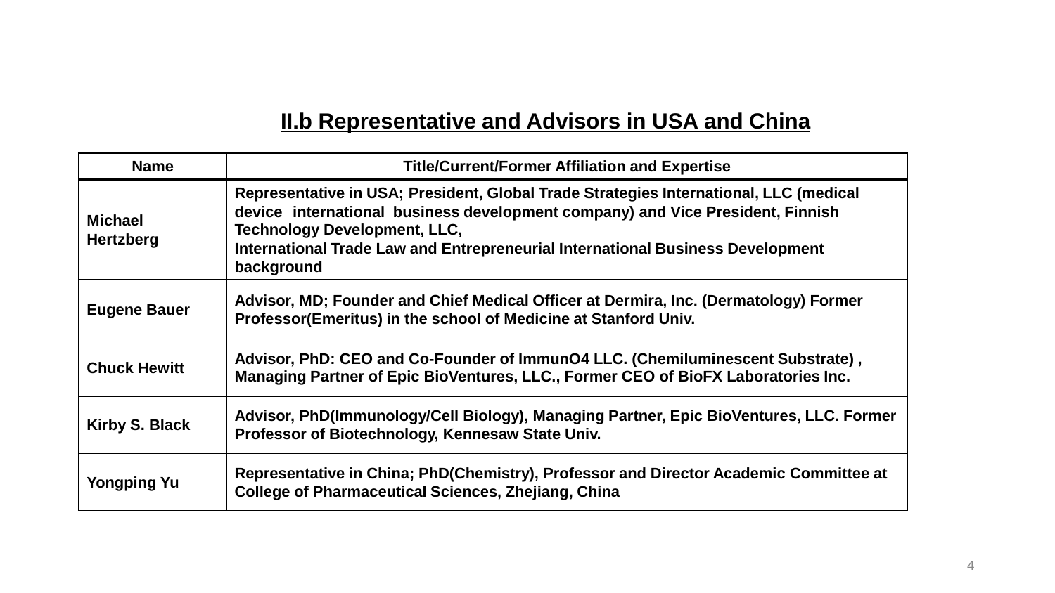## II.b Representative and Advisors in USA and China

| Name | Title/Current/Former Affiliation and Expertise |
|---|---|
| Michael Hertzberg | Representative in USA; President, Global Trade Strategies International, LLC (medical device international business development company) and Vice President, Finnish Technology Development, LLC, International Trade Law and Entrepreneurial International Business Development background |
| Eugene Bauer | Advisor, MD; Founder and Chief Medical Officer at Dermira, Inc. (Dermatology) Former Professor(Emeritus) in the school of Medicine at Stanford Univ. |
| Chuck Hewitt | Advisor, PhD: CEO and Co-Founder of ImmunO4 LLC. (Chemiluminescent Substrate) , Managing Partner of Epic BioVentures, LLC., Former CEO of BioFX Laboratories Inc. |
| Kirby S. Black | Advisor, PhD(Immunology/Cell Biology), Managing Partner, Epic BioVentures, LLC. Former Professor of Biotechnology, Kennesaw State Univ. |
| Yongping Yu | Representative in China; PhD(Chemistry), Professor and Director Academic Committee at College of Pharmaceutical Sciences, Zhejiang, China |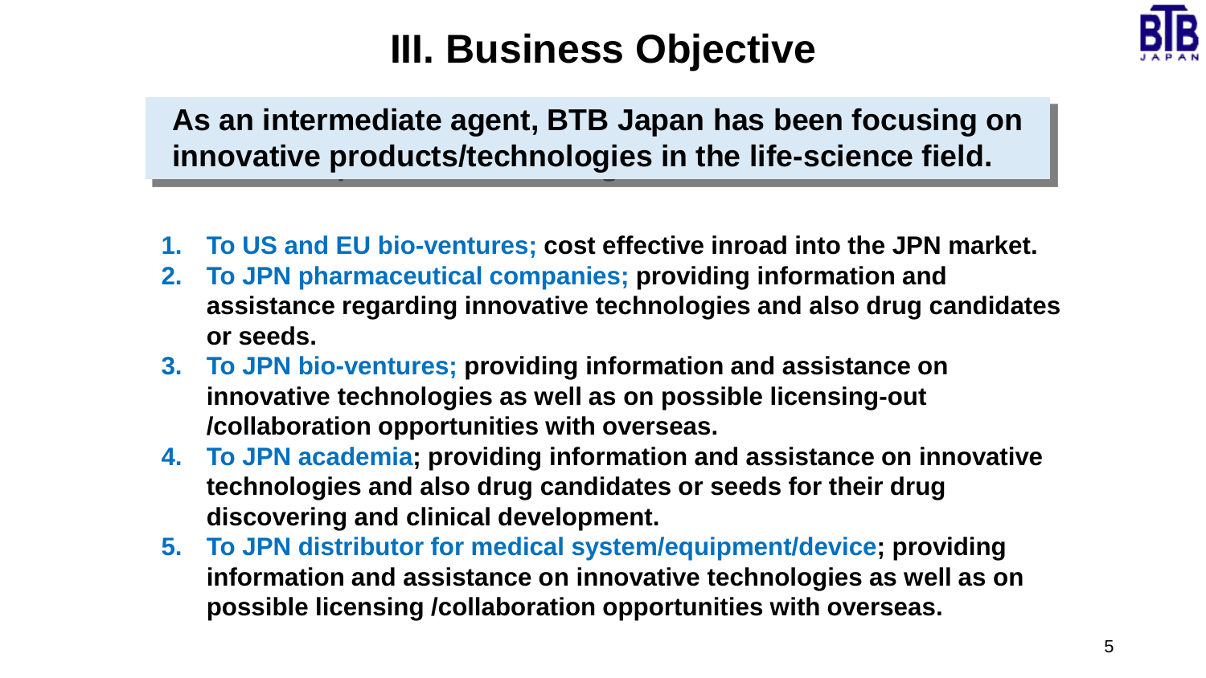# III. Business Objective

**As an intermediate agent, BTB Japan has been focusing on innovative products/technologies in the life-science field.**

1. **To US and EU bio-ventures; cost effective inroad into the JPN market.**
2. **To JPN pharmaceutical companies; providing information and assistance regarding innovative technologies and also drug candidates or seeds.**
3. **To JPN bio-ventures; providing information and assistance on innovative technologies as well as on possible licensing-out /collaboration opportunities with overseas.**
4. **To JPN academia; providing information and assistance on innovative technologies and also drug candidates or seeds for their drug discovering and clinical development.**
5. **To JPN distributor for medical system/equipment/device; providing information and assistance on innovative technologies as well as on possible licensing /collaboration opportunities with overseas.**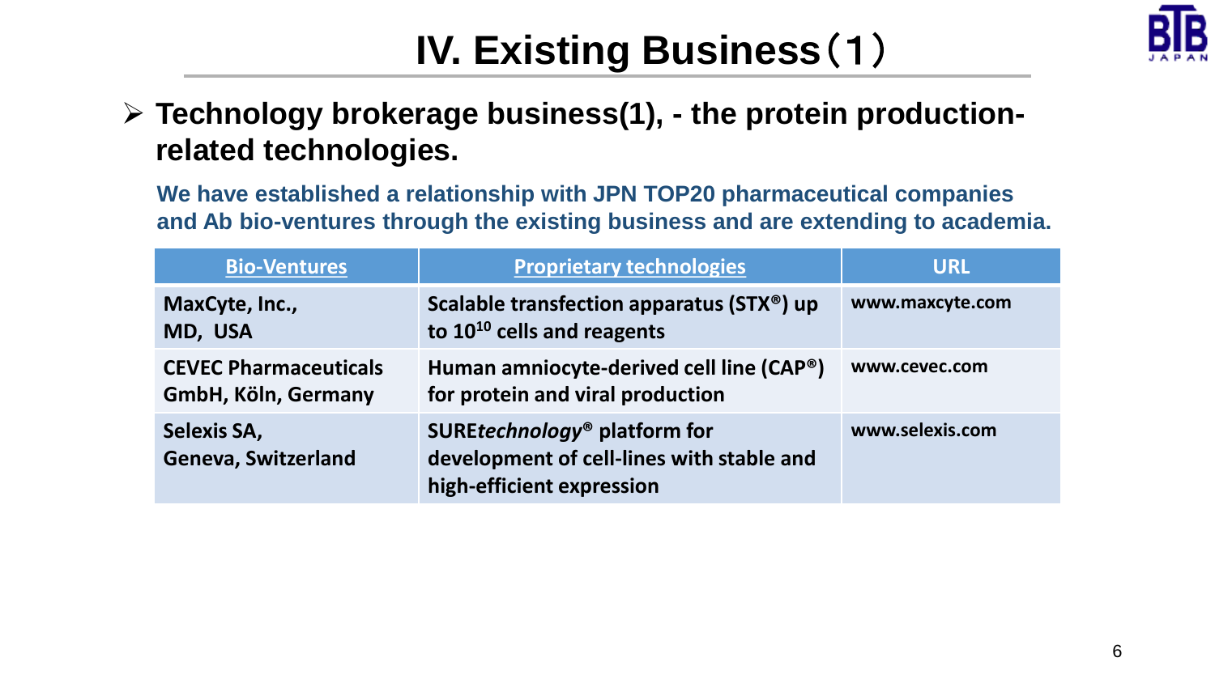# IV. Existing Business（1）

- **Technology brokerage business(1), - the protein production-related technologies.**

**We have established a relationship with JPN TOP20 pharmaceutical companies and Ab bio-ventures through the existing business and are extending to academia.**

| Bio-Ventures | Proprietary technologies | URL |
|---|---|---|
| MaxCyte, Inc., MD, USA | Scalable transfection apparatus (STX®) up to $10^{10}$ cells and reagents | www.maxcyte.com |
| CEVEC Pharmaceuticals GmbH, Köln, Germany | Human amniocyte-derived cell line (CAP®) for protein and viral production | www.cevec.com |
| Selexis SA, Geneva, Switzerland | SURE*technology*® platform for development of cell-lines with stable and high-efficient expression | www.selexis.com |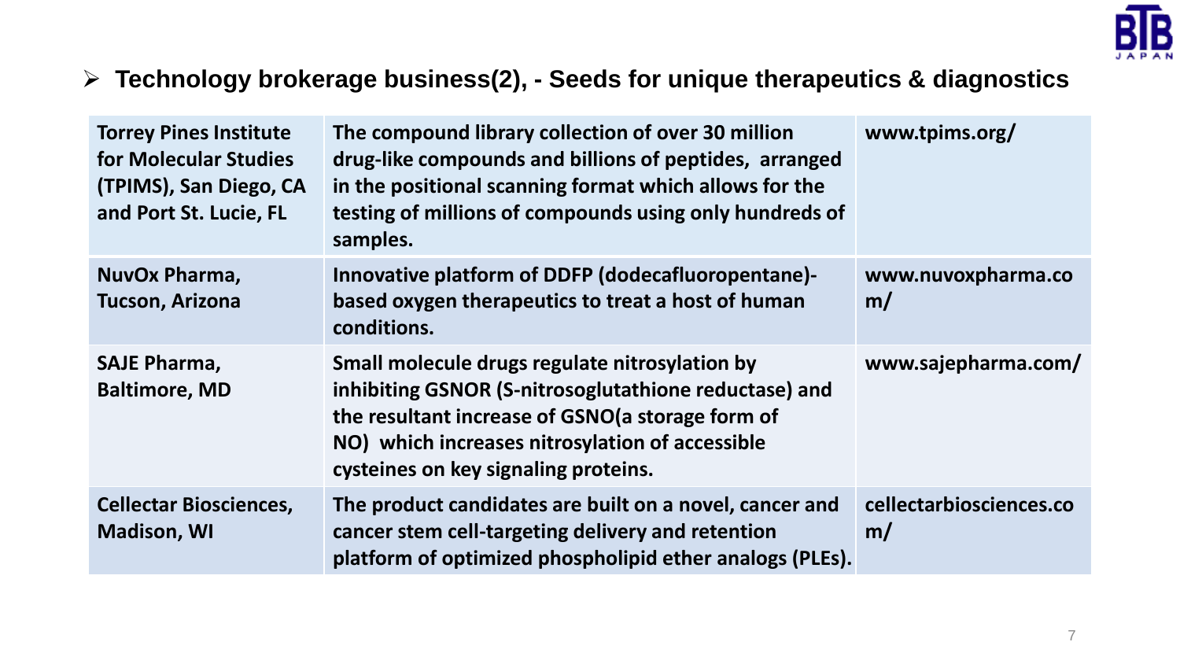## Technology brokerage business(2), - Seeds for unique therapeutics & diagnostics

| | | |
|---|---|---|
| **Torrey Pines Institute for Molecular Studies (TPIMS), San Diego, CA and Port St. Lucie, FL** | **The compound library collection of over 30 million drug-like compounds and billions of peptides, arranged in the positional scanning format which allows for the testing of millions of compounds using only hundreds of samples.** | **www.tpims.org/** |
| **NuvOx Pharma, Tucson, Arizona** | **Innovative platform of DDFP (dodecafluoropentane)-based oxygen therapeutics to treat a host of human conditions.** | **www.nuvoxpharma.com/** |
| **SAJE Pharma, Baltimore, MD** | **Small molecule drugs regulate nitrosylation by inhibiting GSNOR (S-nitrosoglutathione reductase) and the resultant increase of GSNO(a storage form of NO) which increases nitrosylation of accessible cysteines on key signaling proteins.** | **www.sajepharma.com/** |
| **Cellectar Biosciences, Madison, WI** | **The product candidates are built on a novel, cancer and cancer stem cell-targeting delivery and retention platform of optimized phospholipid ether analogs (PLEs).** | **cellectarbiosciences.com/** |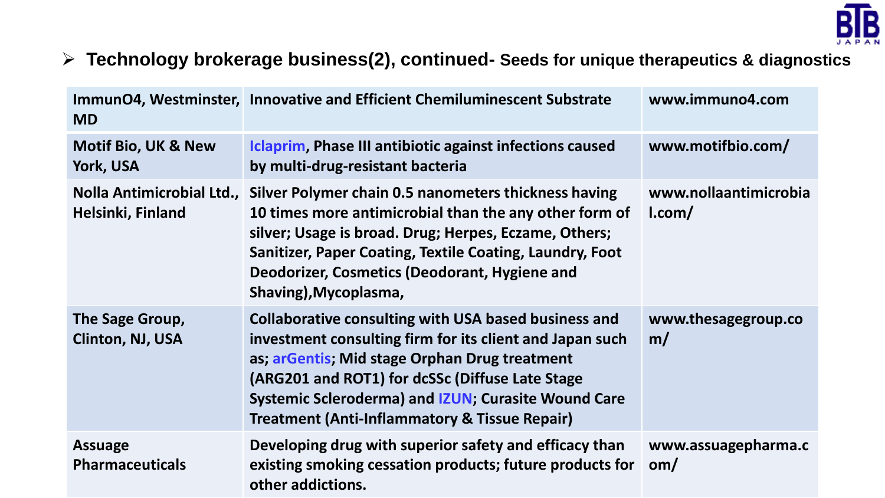- **Technology brokerage business(2), continued- Seeds for unique therapeutics & diagnostics**

| | | |
|---|---|---|
| **ImmunO4, Westminster, MD** | **Innovative and Efficient Chemiluminescent Substrate** | **www.immuno4.com** |
| **Motif Bio, UK & New York, USA** | **Iclaprim, Phase III antibiotic against infections caused by multi-drug-resistant bacteria** | **www.motifbio.com/** |
| **Nolla Antimicrobial Ltd., Helsinki, Finland** | **Silver Polymer chain 0.5 nanometers thickness having 10 times more antimicrobial than the any other form of silver; Usage is broad. Drug; Herpes, Eczame, Others; Sanitizer, Paper Coating, Textile Coating, Laundry, Foot Deodorizer, Cosmetics (Deodorant, Hygiene and Shaving),Mycoplasma,** | **www.nollaantimicrobial.com/** |
| **The Sage Group, Clinton, NJ, USA** | **Collaborative consulting with USA based business and investment consulting firm for its client and Japan such as; arGentis; Mid stage Orphan Drug treatment (ARG201 and ROT1) for dcSSc (Diffuse Late Stage Systemic Scleroderma) and IZUN; Curasite Wound Care Treatment (Anti-Inflammatory & Tissue Repair)** | **www.thesagegroup.com/** |
| **Assuage Pharmaceuticals** | **Developing drug with superior safety and efficacy than existing smoking cessation products; future products for other addictions.** | **www.assuagepharma.com/** |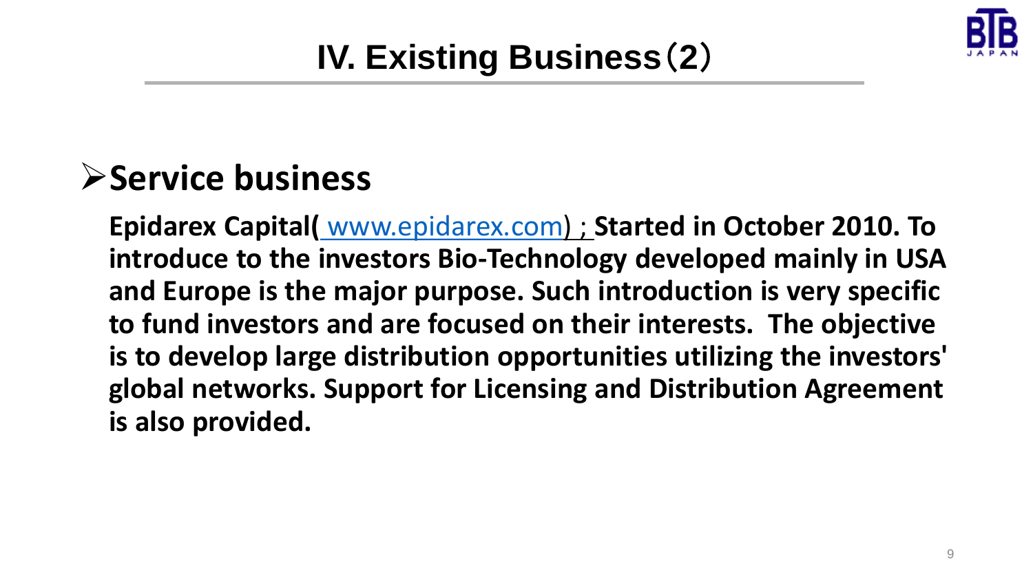# IV. Existing Business（2）

## Service business

**Epidarex Capital(** www.epidarex.com**) ; Started in October 2010. To introduce to the investors Bio-Technology developed mainly in USA and Europe is the major purpose. Such introduction is very specific to fund investors and are focused on their interests. The objective is to develop large distribution opportunities utilizing the investors' global networks. Support for Licensing and Distribution Agreement is also provided.**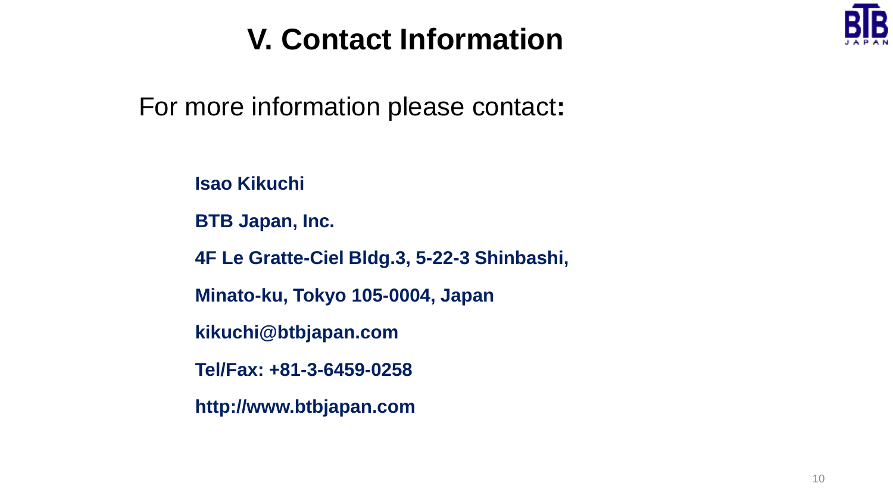# V. Contact Information

For more information please contact**:**

**Isao Kikuchi**

**BTB Japan, Inc.**

**4F Le Gratte-Ciel Bldg.3, 5-22-3 Shinbashi,**

**Minato-ku, Tokyo 105-0004, Japan**

**kikuchi@btbjapan.com**

**Tel/Fax: +81-3-6459-0258**

**http://www.btbjapan.com**